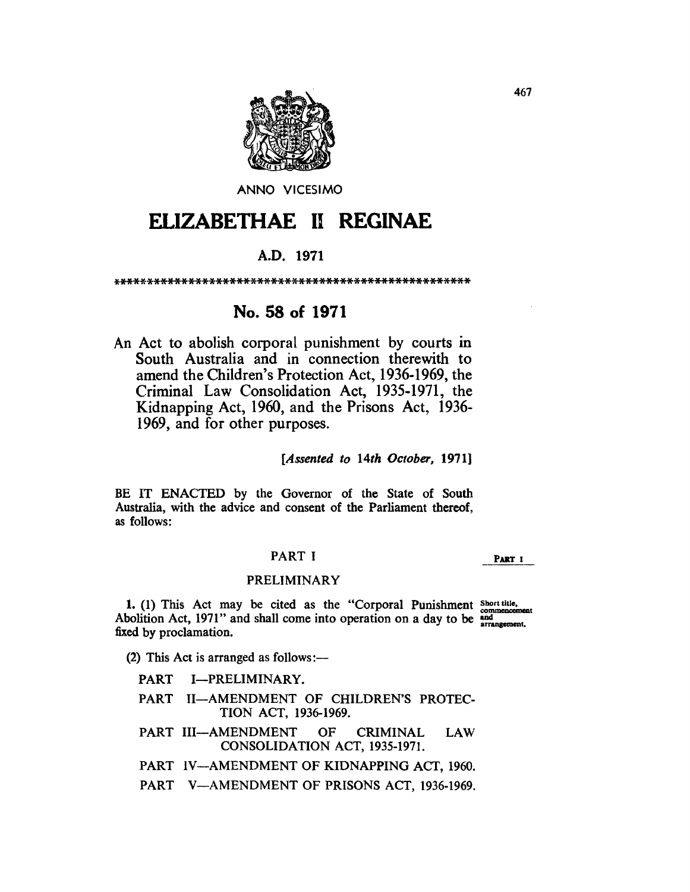ANNO VICESIMO

# ELIZABETHAE II REGINAE

**A.D. 1971**

*****************************************************

## No. 58 of 1971

An Act to abolish corporal punishment by courts in South Australia and in connection therewith to amend the Children's Protection Act, 1936-1969, the Criminal Law Consolidation Act, 1935-1971, the Kidnapping Act, 1960, and the Prisons Act, 1936-1969, and for other purposes.

[*Assented to 14th October, 1971*]

BE IT ENACTED by the Governor of the State of South Australia, with the advice and consent of the Parliament thereof, as follows:

### PART I

PART I

#### PRELIMINARY

Short title, commencement and arrangement.

**1.** (1) This Act may be cited as the "Corporal Punishment Abolition Act, 1971" and shall come into operation on a day to be fixed by proclamation.

(2) This Act is arranged as follows:—

PART I—PRELIMINARY.

PART II—AMENDMENT OF CHILDREN'S PROTECTION ACT, 1936-1969.

PART III—AMENDMENT OF CRIMINAL LAW CONSOLIDATION ACT, 1935-1971.

PART IV—AMENDMENT OF KIDNAPPING ACT, 1960.

PART V—AMENDMENT OF PRISONS ACT, 1936-1969.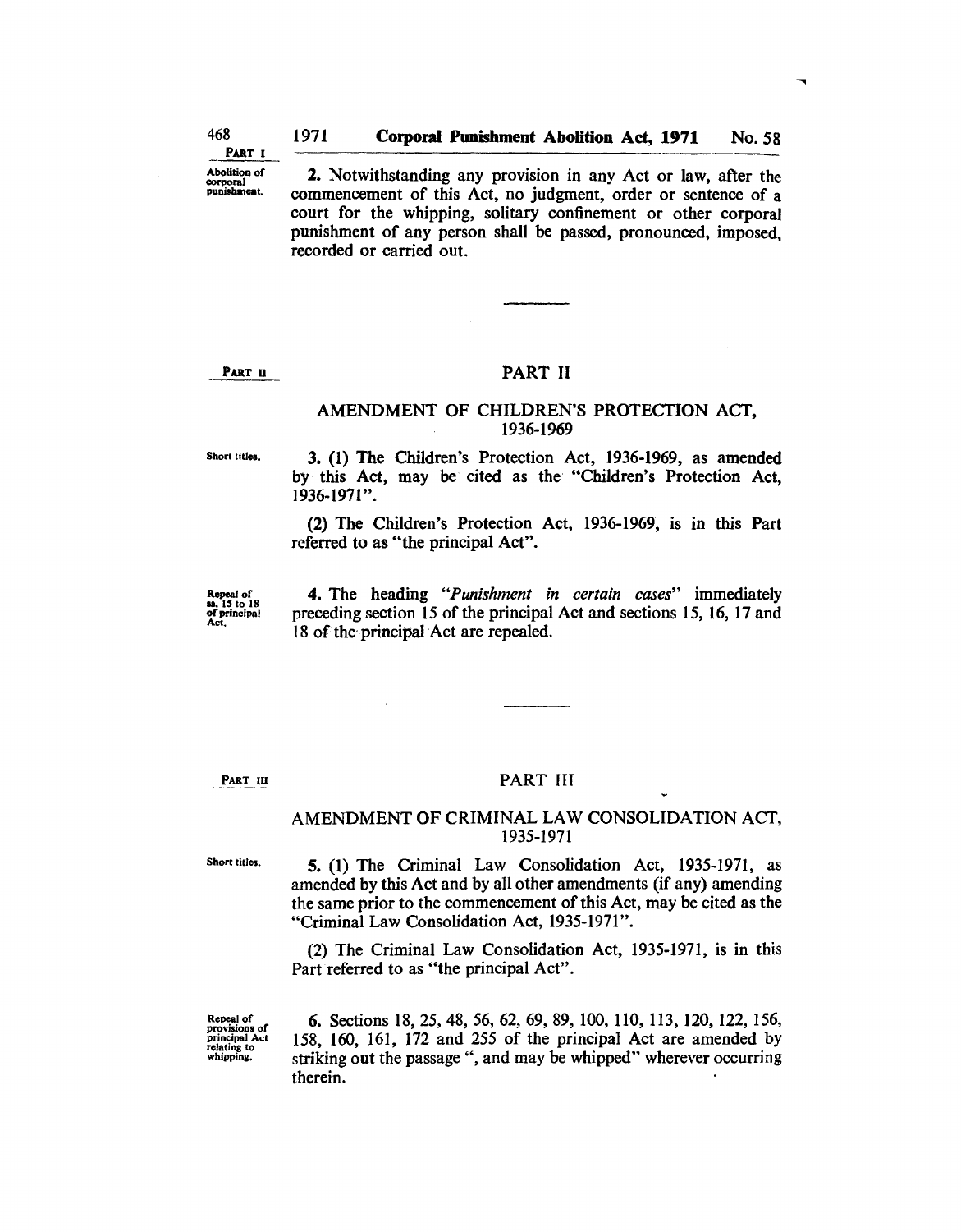PART I

Abolition of corporal punishment.

2. Notwithstanding any provision in any Act or law, after the commencement of this Act, no judgment, order or sentence of a court for the whipping, solitary confinement or other corporal punishment of any person shall be passed, pronounced, imposed, recorded or carried out.

---

PART II

## PART II

### AMENDMENT OF CHILDREN'S PROTECTION ACT, 1936-1969

Short titles.

3. (1) The Children's Protection Act, 1936-1969, as amended by this Act, may be cited as the "Children's Protection Act, 1936-1971".

(2) The Children's Protection Act, 1936-1969, is in this Part referred to as "the principal Act".

Repeal of ss. 15 to 18 of principal Act.

4. The heading "*Punishment in certain cases*" immediately preceding section 15 of the principal Act and sections 15, 16, 17 and 18 of the principal Act are repealed.

---

PART III

## PART III

### AMENDMENT OF CRIMINAL LAW CONSOLIDATION ACT, 1935-1971

Short titles.

5. (1) The Criminal Law Consolidation Act, 1935-1971, as amended by this Act and by all other amendments (if any) amending the same prior to the commencement of this Act, may be cited as the "Criminal Law Consolidation Act, 1935-1971".

(2) The Criminal Law Consolidation Act, 1935-1971, is in this Part referred to as "the principal Act".

Repeal of provisions of principal Act relating to whipping.

6. Sections 18, 25, 48, 56, 62, 69, 89, 100, 110, 113, 120, 122, 156, 158, 160, 161, 172 and 255 of the principal Act are amended by striking out the passage ", and may be whipped" wherever occurring therein.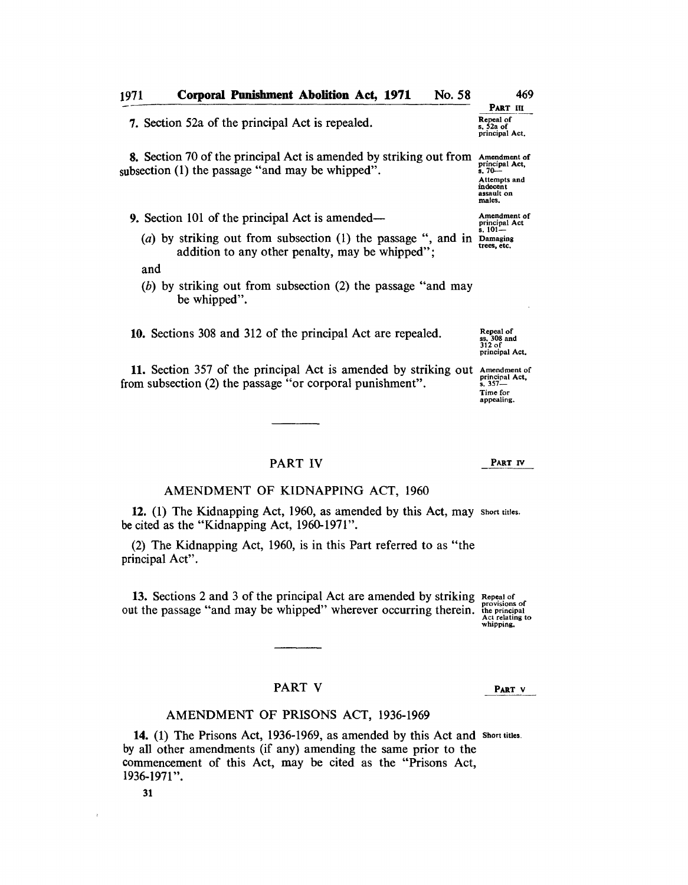PART III

7. Section 52a of the principal Act is repealed.

Repeal of s. 52a of principal Act.

8. Section 70 of the principal Act is amended by striking out from subsection (1) the passage "and may be whipped".

Amendment of principal Act, s. 70—Attempts and indecent assault on males.

9. Section 101 of the principal Act is amended—

Amendment of principal Act s. 101—Damaging trees, etc.

(*a*) by striking out from subsection (1) the passage ", and in addition to any other penalty, may be whipped";

and

(*b*) by striking out from subsection (2) the passage "and may be whipped".

10. Sections 308 and 312 of the principal Act are repealed.

Repeal of ss. 308 and 312 of principal Act.

11. Section 357 of the principal Act is amended by striking out from subsection (2) the passage "or corporal punishment".

Amendment of principal Act, s. 357—Time for appealing.

## PART IV

PART IV

### AMENDMENT OF KIDNAPPING ACT, 1960

12. (1) The Kidnapping Act, 1960, as amended by this Act, may be cited as the "Kidnapping Act, 1960-1971".

Short titles.

(2) The Kidnapping Act, 1960, is in this Part referred to as "the principal Act".

13. Sections 2 and 3 of the principal Act are amended by striking out the passage "and may be whipped" wherever occurring therein.

Repeal of provisions of the principal Act relating to whipping.

## PART V

PART V

### AMENDMENT OF PRISONS ACT, 1936-1969

14. (1) The Prisons Act, 1936-1969, as amended by this Act and by all other amendments (if any) amending the same prior to the commencement of this Act, may be cited as the "Prisons Act, 1936-1971".

Short titles.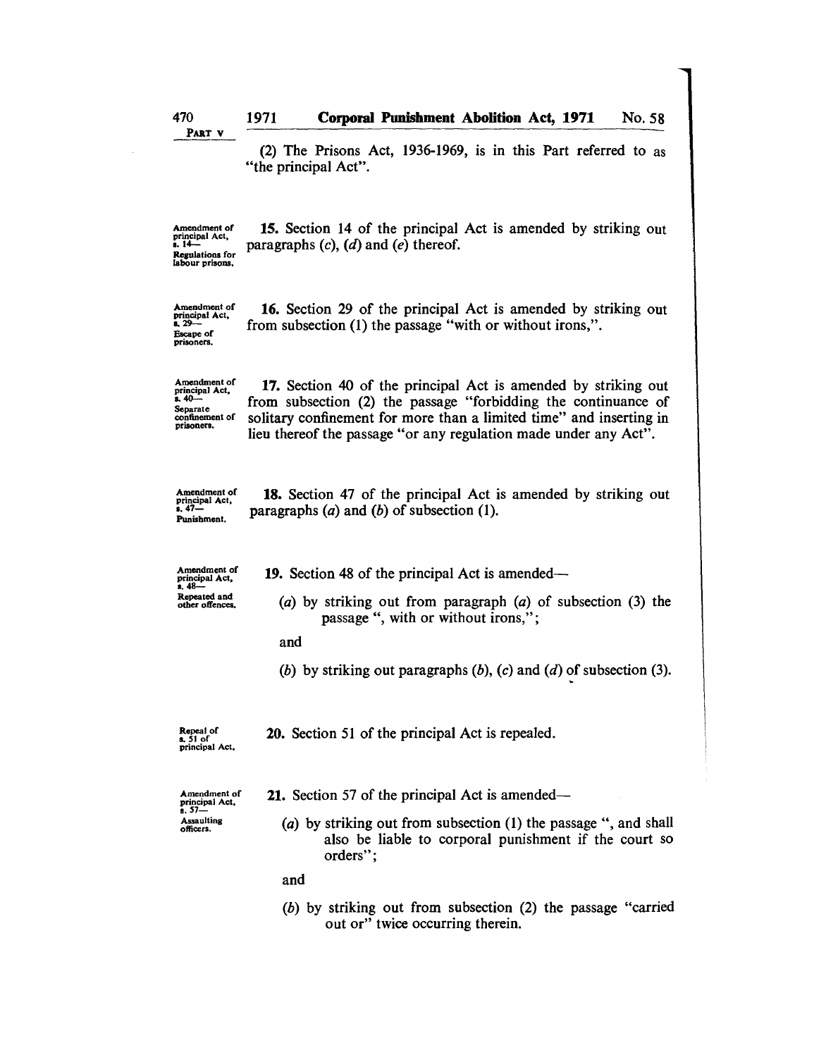PART V

(2) The Prisons Act, 1936-1969, is in this Part referred to as "the principal Act".

Amendment of principal Act, s. 14— Regulations for labour prisons.

**15.** Section 14 of the principal Act is amended by striking out paragraphs (*c*), (*d*) and (*e*) thereof.

Amendment of principal Act, s. 29— Escape of prisoners.

**16.** Section 29 of the principal Act is amended by striking out from subsection (1) the passage "with or without irons,".

Amendment of principal Act, s. 40— Separate confinement of prisoners.

**17.** Section 40 of the principal Act is amended by striking out from subsection (2) the passage "forbidding the continuance of solitary confinement for more than a limited time" and inserting in lieu thereof the passage "or any regulation made under any Act".

Amendment of principal Act, s. 47— Punishment.

**18.** Section 47 of the principal Act is amended by striking out paragraphs (*a*) and (*b*) of subsection (1).

Amendment of principal Act, s. 48— Repeated and other offences.

**19.** Section 48 of the principal Act is amended—

(*a*) by striking out from paragraph (*a*) of subsection (3) the passage ", with or without irons,";

and

(*b*) by striking out paragraphs (*b*), (*c*) and (*d*) of subsection (3).

Repeal of s. 51 of principal Act.

**20.** Section 51 of the principal Act is repealed.

Amendment of principal Act, s. 57— Assaulting officers.

**21.** Section 57 of the principal Act is amended—

(*a*) by striking out from subsection (1) the passage ", and shall also be liable to corporal punishment if the court so orders";

and

(*b*) by striking out from subsection (2) the passage "carried out or" twice occurring therein.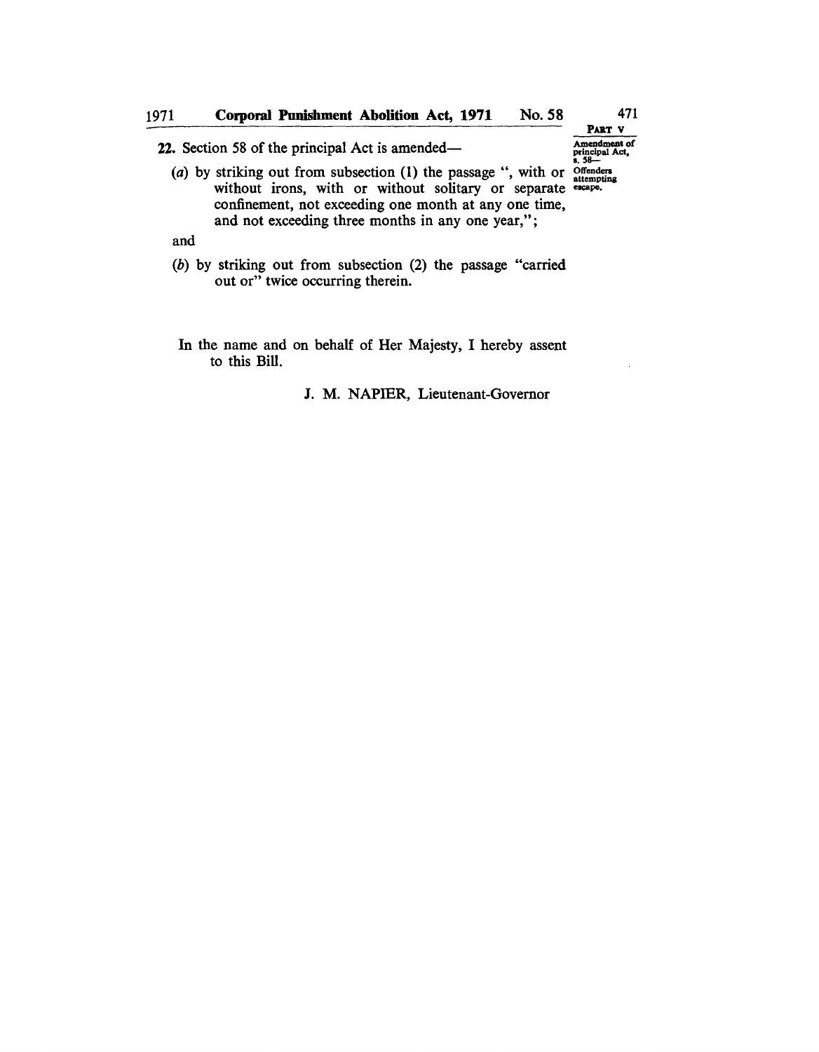PART V

**22.** Section 58 of the principal Act is amended—

Amendment of principal Act, s. 58—Offenders attempting escape.

(*a*) by striking out from subsection (1) the passage ", with or without irons, with or without solitary or separate confinement, not exceeding one month at any one time, and not exceeding three months in any one year,";

and

(*b*) by striking out from subsection (2) the passage "carried out or" twice occurring therein.

In the name and on behalf of Her Majesty, I hereby assent to this Bill.

J. M. NAPIER, Lieutenant-Governor